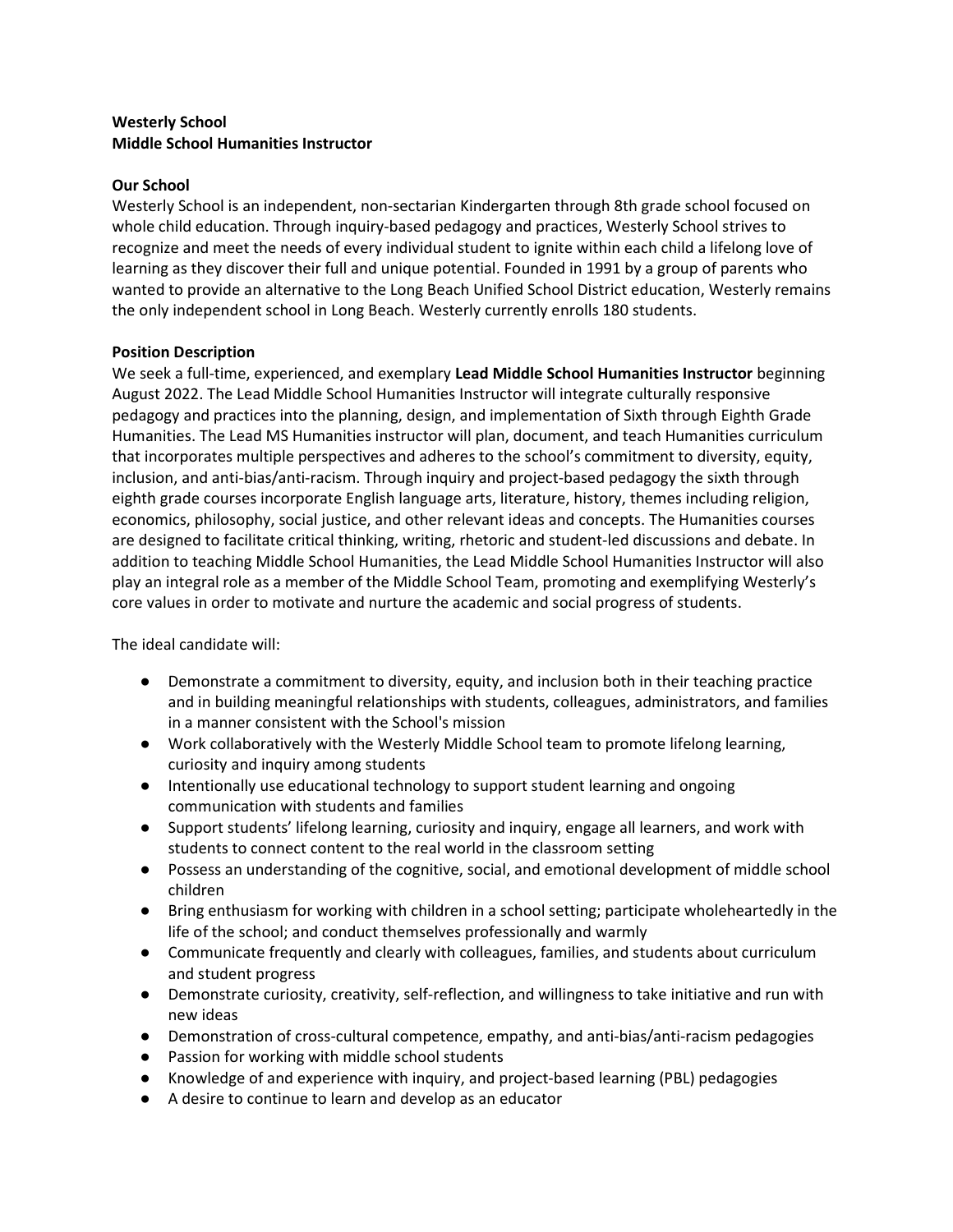**Westerly School**
**Middle School Humanities Instructor**

**Our School**

Westerly School is an independent, non-sectarian Kindergarten through 8th grade school focused on whole child education. Through inquiry-based pedagogy and practices, Westerly School strives to recognize and meet the needs of every individual student to ignite within each child a lifelong love of learning as they discover their full and unique potential. Founded in 1991 by a group of parents who wanted to provide an alternative to the Long Beach Unified School District education, Westerly remains the only independent school in Long Beach. Westerly currently enrolls 180 students.

**Position Description**

We seek a full-time, experienced, and exemplary **Lead Middle School Humanities Instructor** beginning August 2022. The Lead Middle School Humanities Instructor will integrate culturally responsive pedagogy and practices into the planning, design, and implementation of Sixth through Eighth Grade Humanities. The Lead MS Humanities instructor will plan, document, and teach Humanities curriculum that incorporates multiple perspectives and adheres to the school's commitment to diversity, equity, inclusion, and anti-bias/anti-racism. Through inquiry and project-based pedagogy the sixth through eighth grade courses incorporate English language arts, literature, history, themes including religion, economics, philosophy, social justice, and other relevant ideas and concepts. The Humanities courses are designed to facilitate critical thinking, writing, rhetoric and student-led discussions and debate. In addition to teaching Middle School Humanities, the Lead Middle School Humanities Instructor will also play an integral role as a member of the Middle School Team, promoting and exemplifying Westerly's core values in order to motivate and nurture the academic and social progress of students.

The ideal candidate will:

- Demonstrate a commitment to diversity, equity, and inclusion both in their teaching practice and in building meaningful relationships with students, colleagues, administrators, and families in a manner consistent with the School's mission
- Work collaboratively with the Westerly Middle School team to promote lifelong learning, curiosity and inquiry among students
- Intentionally use educational technology to support student learning and ongoing communication with students and families
- Support students' lifelong learning, curiosity and inquiry, engage all learners, and work with students to connect content to the real world in the classroom setting
- Possess an understanding of the cognitive, social, and emotional development of middle school children
- Bring enthusiasm for working with children in a school setting; participate wholeheartedly in the life of the school; and conduct themselves professionally and warmly
- Communicate frequently and clearly with colleagues, families, and students about curriculum and student progress
- Demonstrate curiosity, creativity, self-reflection, and willingness to take initiative and run with new ideas
- Demonstration of cross-cultural competence, empathy, and anti-bias/anti-racism pedagogies
- Passion for working with middle school students
- Knowledge of and experience with inquiry, and project-based learning (PBL) pedagogies
- A desire to continue to learn and develop as an educator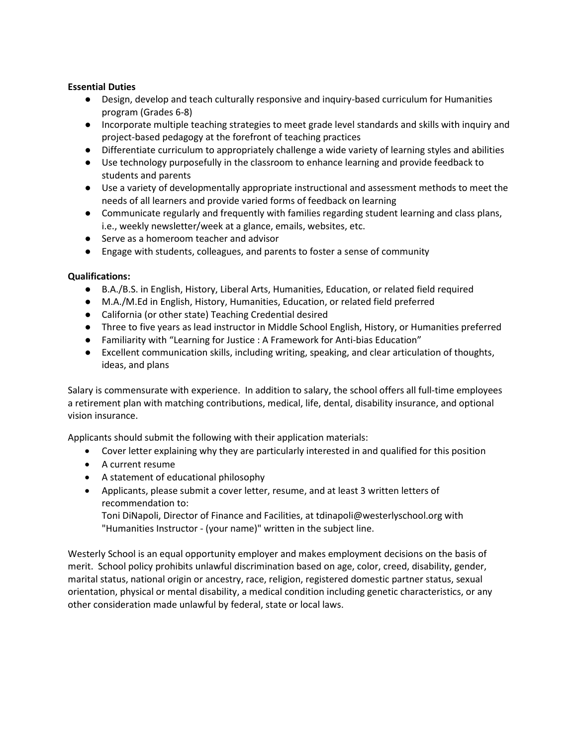**Essential Duties**

- Design, develop and teach culturally responsive and inquiry-based curriculum for Humanities program (Grades 6-8)
- Incorporate multiple teaching strategies to meet grade level standards and skills with inquiry and project-based pedagogy at the forefront of teaching practices
- Differentiate curriculum to appropriately challenge a wide variety of learning styles and abilities
- Use technology purposefully in the classroom to enhance learning and provide feedback to students and parents
- Use a variety of developmentally appropriate instructional and assessment methods to meet the needs of all learners and provide varied forms of feedback on learning
- Communicate regularly and frequently with families regarding student learning and class plans, i.e., weekly newsletter/week at a glance, emails, websites, etc.
- Serve as a homeroom teacher and advisor
- Engage with students, colleagues, and parents to foster a sense of community

**Qualifications:**

- B.A./B.S. in English, History, Liberal Arts, Humanities, Education, or related field required
- M.A./M.Ed in English, History, Humanities, Education, or related field preferred
- California (or other state) Teaching Credential desired
- Three to five years as lead instructor in Middle School English, History, or Humanities preferred
- Familiarity with "Learning for Justice : A Framework for Anti-bias Education"
- Excellent communication skills, including writing, speaking, and clear articulation of thoughts, ideas, and plans

Salary is commensurate with experience. In addition to salary, the school offers all full-time employees a retirement plan with matching contributions, medical, life, dental, disability insurance, and optional vision insurance.

Applicants should submit the following with their application materials:

- Cover letter explaining why they are particularly interested in and qualified for this position
- A current resume
- A statement of educational philosophy
- Applicants, please submit a cover letter, resume, and at least 3 written letters of recommendation to:
  Toni DiNapoli, Director of Finance and Facilities, at tdinapoli@westerlyschool.org with "Humanities Instructor - (your name)" written in the subject line.

Westerly School is an equal opportunity employer and makes employment decisions on the basis of merit. School policy prohibits unlawful discrimination based on age, color, creed, disability, gender, marital status, national origin or ancestry, race, religion, registered domestic partner status, sexual orientation, physical or mental disability, a medical condition including genetic characteristics, or any other consideration made unlawful by federal, state or local laws.